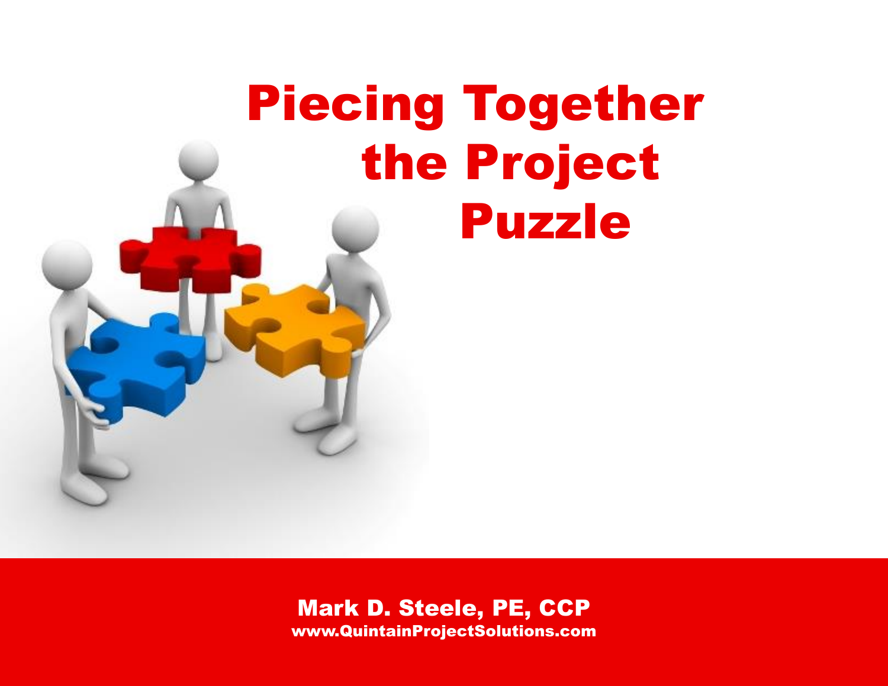# Piecing Together the Project Puzzle

**Mark D. Steele, PE, CCP**
**www.QuintainProjectSolutions.com**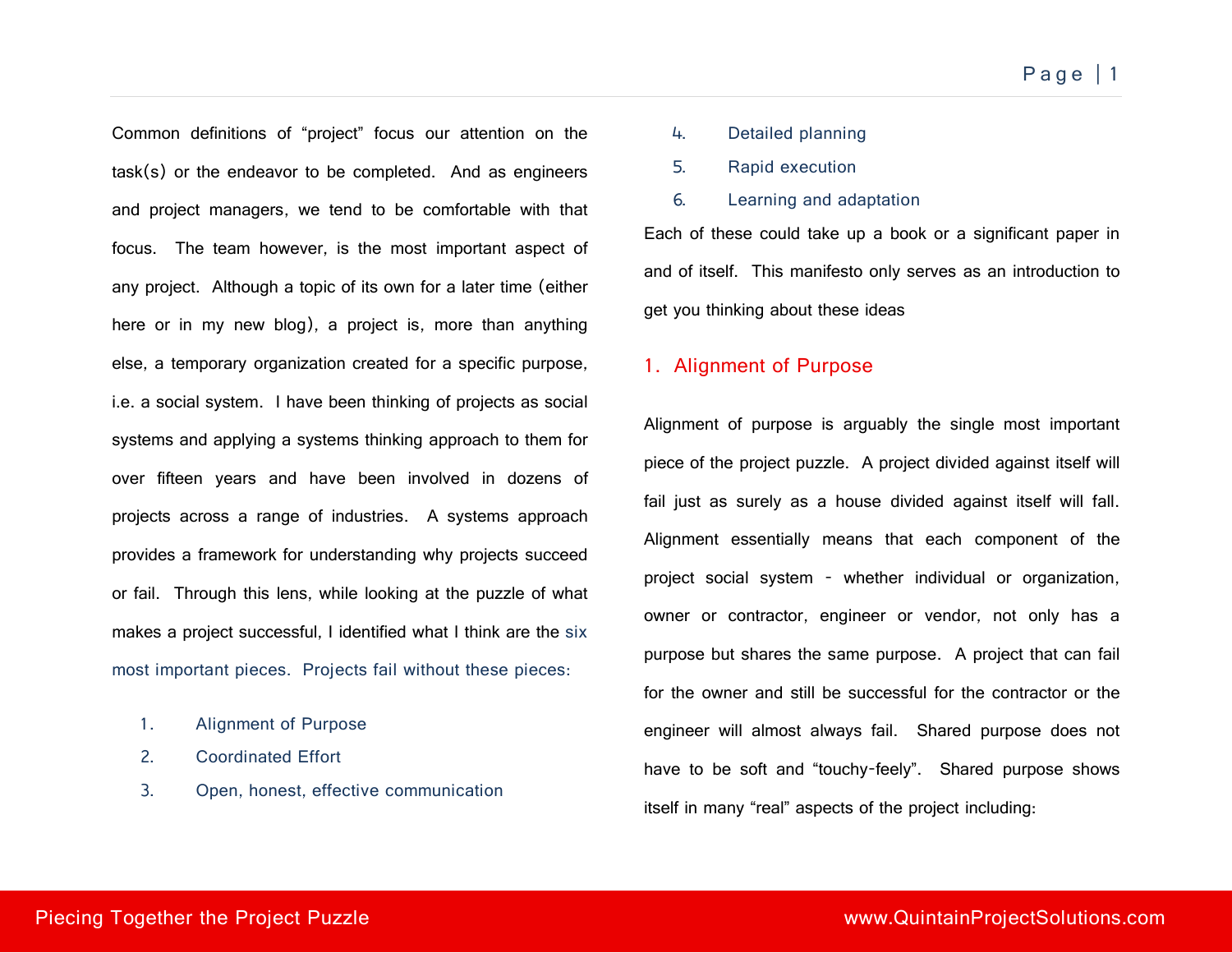Common definitions of "project" focus our attention on the task(s) or the endeavor to be completed. And as engineers and project managers, we tend to be comfortable with that focus. The team however, is the most important aspect of any project. Although a topic of its own for a later time (either here or in my new blog), a project is, more than anything else, a temporary organization created for a specific purpose, i.e. a social system. I have been thinking of projects as social systems and applying a systems thinking approach to them for over fifteen years and have been involved in dozens of projects across a range of industries. A systems approach provides a framework for understanding why projects succeed or fail. Through this lens, while looking at the puzzle of what makes a project successful, I identified what I think are the six most important pieces. Projects fail without these pieces:

1. Alignment of Purpose
2. Coordinated Effort
3. Open, honest, effective communication
4. Detailed planning
5. Rapid execution
6. Learning and adaptation

Each of these could take up a book or a significant paper in and of itself. This manifesto only serves as an introduction to get you thinking about these ideas

## 1. Alignment of Purpose

Alignment of purpose is arguably the single most important piece of the project puzzle. A project divided against itself will fail just as surely as a house divided against itself will fall. Alignment essentially means that each component of the project social system – whether individual or organization, owner or contractor, engineer or vendor, not only has a purpose but shares the same purpose. A project that can fail for the owner and still be successful for the contractor or the engineer will almost always fail. Shared purpose does not have to be soft and "touchy-feely". Shared purpose shows itself in many "real" aspects of the project including: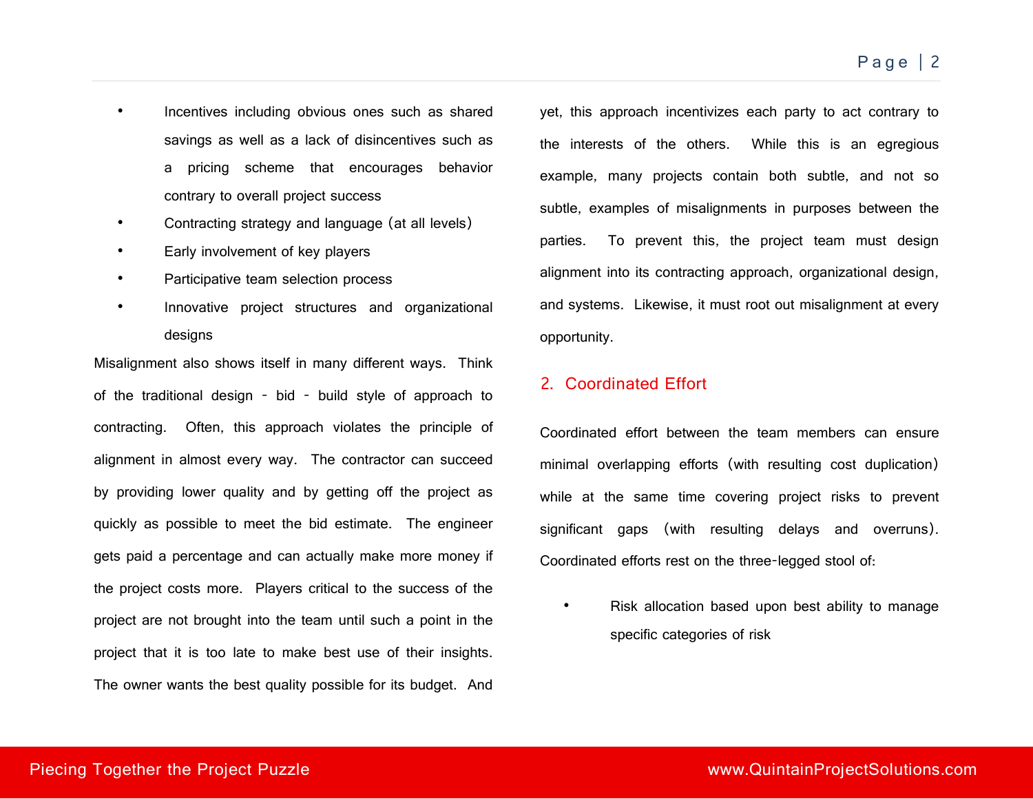- Incentives including obvious ones such as shared savings as well as a lack of disincentives such as a pricing scheme that encourages behavior contrary to overall project success
- Contracting strategy and language (at all levels)
- Early involvement of key players
- Participative team selection process
- Innovative project structures and organizational designs

Misalignment also shows itself in many different ways. Think of the traditional design - bid - build style of approach to contracting. Often, this approach violates the principle of alignment in almost every way. The contractor can succeed by providing lower quality and by getting off the project as quickly as possible to meet the bid estimate. The engineer gets paid a percentage and can actually make more money if the project costs more. Players critical to the success of the project are not brought into the team until such a point in the project that it is too late to make best use of their insights. The owner wants the best quality possible for its budget. And yet, this approach incentivizes each party to act contrary to the interests of the others. While this is an egregious example, many projects contain both subtle, and not so subtle, examples of misalignments in purposes between the parties. To prevent this, the project team must design alignment into its contracting approach, organizational design, and systems. Likewise, it must root out misalignment at every opportunity.

## 2. Coordinated Effort

Coordinated effort between the team members can ensure minimal overlapping efforts (with resulting cost duplication) while at the same time covering project risks to prevent significant gaps (with resulting delays and overruns). Coordinated efforts rest on the three-legged stool of:

- Risk allocation based upon best ability to manage specific categories of risk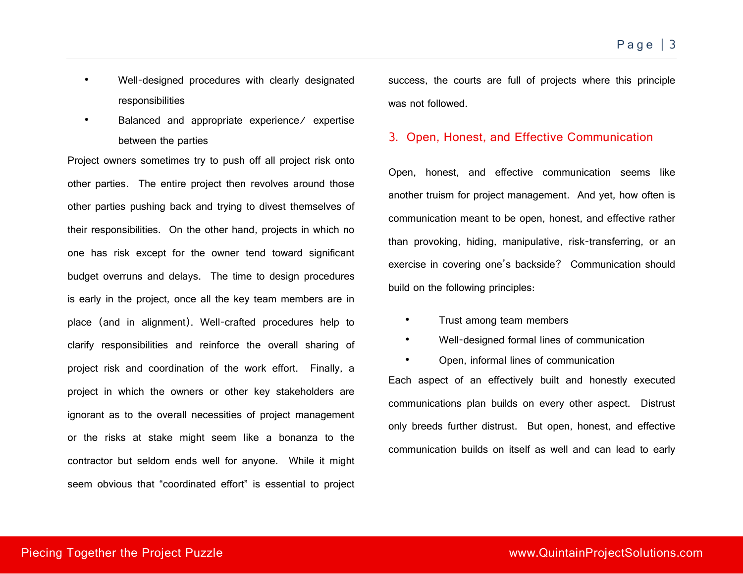- Well-designed procedures with clearly designated responsibilities
- Balanced and appropriate experience/ expertise between the parties

Project owners sometimes try to push off all project risk onto other parties. The entire project then revolves around those other parties pushing back and trying to divest themselves of their responsibilities. On the other hand, projects in which no one has risk except for the owner tend toward significant budget overruns and delays. The time to design procedures is early in the project, once all the key team members are in place (and in alignment). Well-crafted procedures help to clarify responsibilities and reinforce the overall sharing of project risk and coordination of the work effort. Finally, a project in which the owners or other key stakeholders are ignorant as to the overall necessities of project management or the risks at stake might seem like a bonanza to the contractor but seldom ends well for anyone. While it might seem obvious that "coordinated effort" is essential to project success, the courts are full of projects where this principle was not followed.

## 3. Open, Honest, and Effective Communication

Open, honest, and effective communication seems like another truism for project management. And yet, how often is communication meant to be open, honest, and effective rather than provoking, hiding, manipulative, risk-transferring, or an exercise in covering one's backside? Communication should build on the following principles:

- Trust among team members
- Well-designed formal lines of communication
- Open, informal lines of communication

Each aspect of an effectively built and honestly executed communications plan builds on every other aspect. Distrust only breeds further distrust. But open, honest, and effective communication builds on itself as well and can lead to early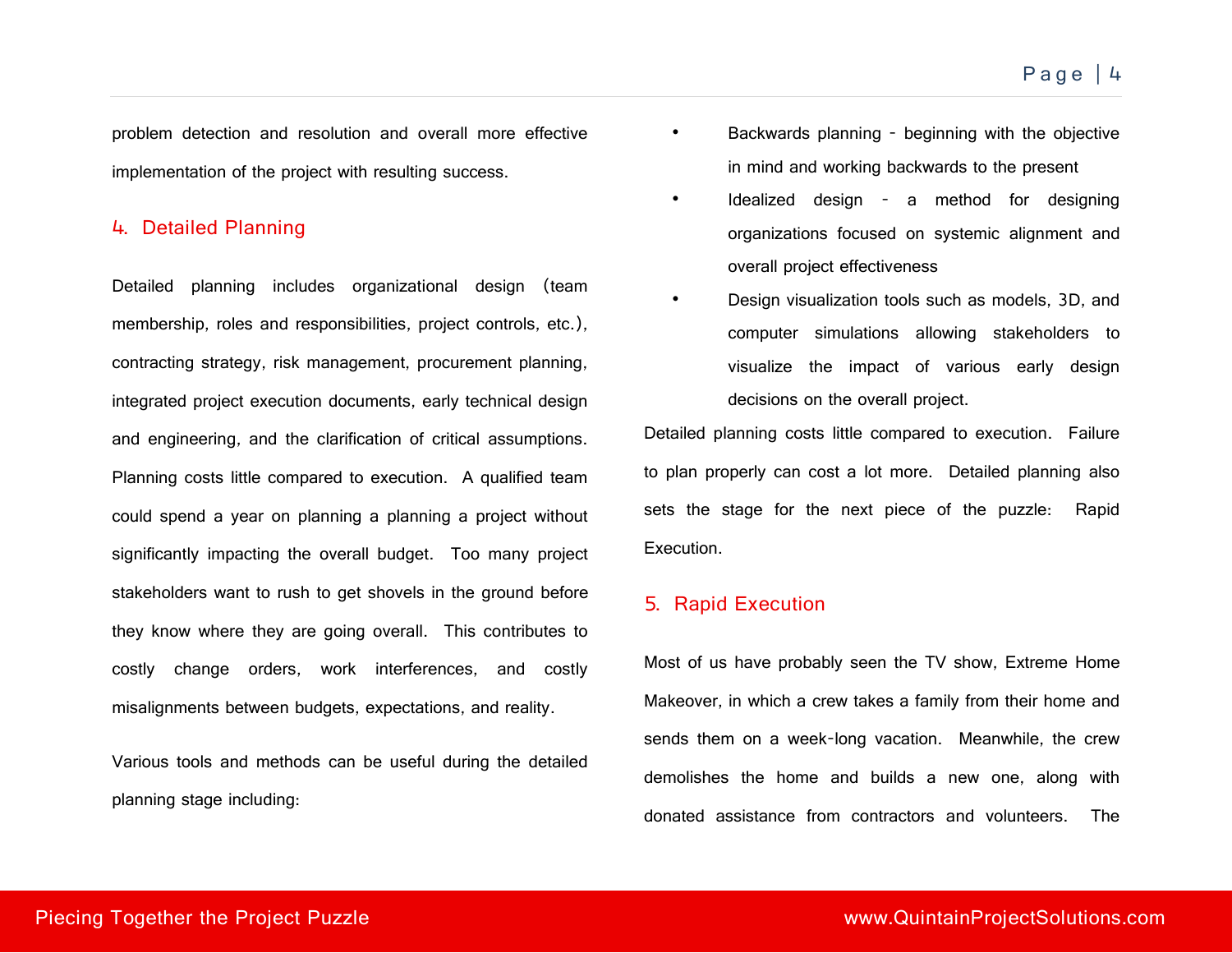problem detection and resolution and overall more effective implementation of the project with resulting success.

## 4. Detailed Planning

Detailed planning includes organizational design (team membership, roles and responsibilities, project controls, etc.), contracting strategy, risk management, procurement planning, integrated project execution documents, early technical design and engineering, and the clarification of critical assumptions. Planning costs little compared to execution. A qualified team could spend a year on planning a planning a project without significantly impacting the overall budget. Too many project stakeholders want to rush to get shovels in the ground before they know where they are going overall. This contributes to costly change orders, work interferences, and costly misalignments between budgets, expectations, and reality.

Various tools and methods can be useful during the detailed planning stage including:

- Backwards planning - beginning with the objective in mind and working backwards to the present
- Idealized design - a method for designing organizations focused on systemic alignment and overall project effectiveness
- Design visualization tools such as models, 3D, and computer simulations allowing stakeholders to visualize the impact of various early design decisions on the overall project.

Detailed planning costs little compared to execution. Failure to plan properly can cost a lot more. Detailed planning also sets the stage for the next piece of the puzzle: Rapid Execution.

## 5. Rapid Execution

Most of us have probably seen the TV show, Extreme Home Makeover, in which a crew takes a family from their home and sends them on a week-long vacation. Meanwhile, the crew demolishes the home and builds a new one, along with donated assistance from contractors and volunteers. The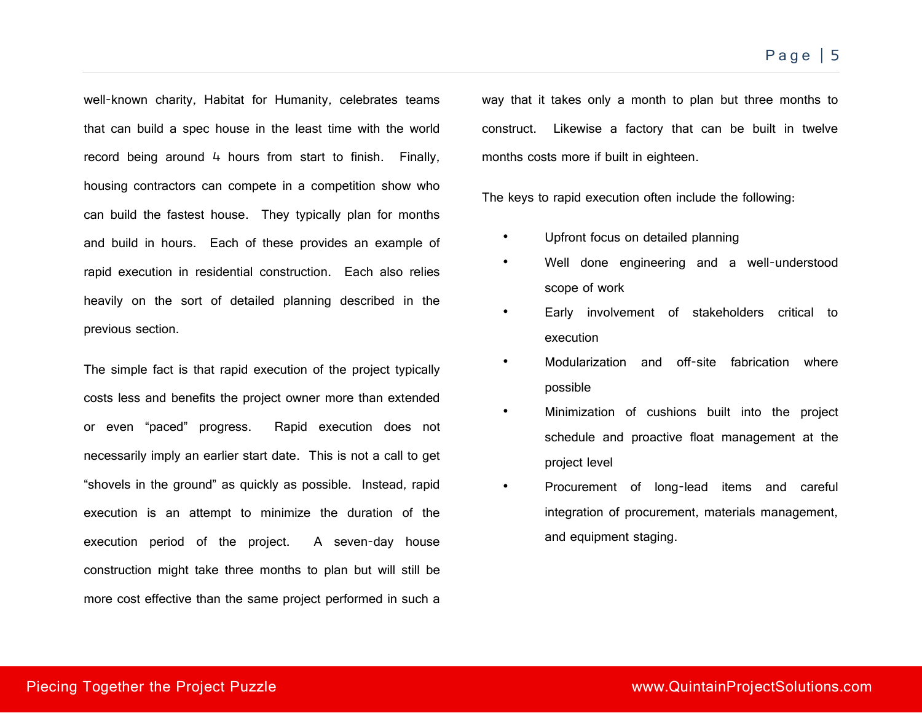well-known charity, Habitat for Humanity, celebrates teams that can build a spec house in the least time with the world record being around 4 hours from start to finish. Finally, housing contractors can compete in a competition show who can build the fastest house. They typically plan for months and build in hours. Each of these provides an example of rapid execution in residential construction. Each also relies heavily on the sort of detailed planning described in the previous section.

The simple fact is that rapid execution of the project typically costs less and benefits the project owner more than extended or even "paced" progress. Rapid execution does not necessarily imply an earlier start date. This is not a call to get "shovels in the ground" as quickly as possible. Instead, rapid execution is an attempt to minimize the duration of the execution period of the project. A seven-day house construction might take three months to plan but will still be more cost effective than the same project performed in such a way that it takes only a month to plan but three months to construct. Likewise a factory that can be built in twelve months costs more if built in eighteen.

The keys to rapid execution often include the following:

- Upfront focus on detailed planning
- Well done engineering and a well-understood scope of work
- Early involvement of stakeholders critical to execution
- Modularization and off-site fabrication where possible
- Minimization of cushions built into the project schedule and proactive float management at the project level
- Procurement of long-lead items and careful integration of procurement, materials management, and equipment staging.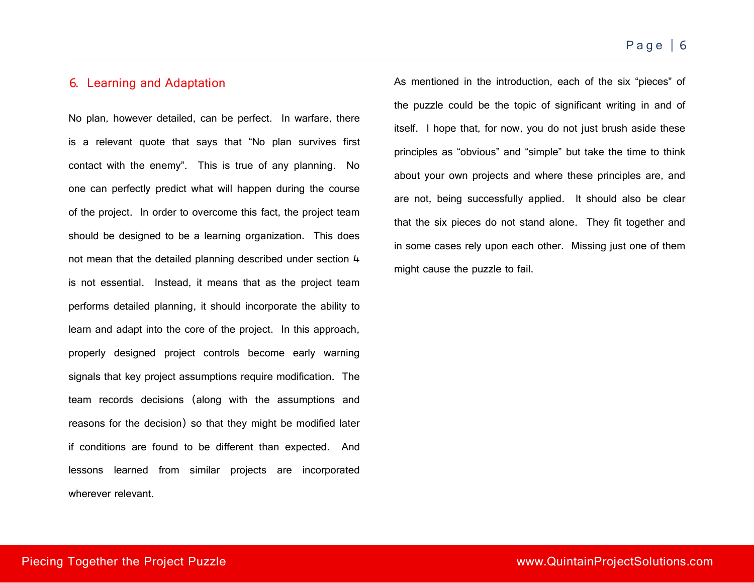## 6. Learning and Adaptation

No plan, however detailed, can be perfect. In warfare, there is a relevant quote that says that "No plan survives first contact with the enemy". This is true of any planning. No one can perfectly predict what will happen during the course of the project. In order to overcome this fact, the project team should be designed to be a learning organization. This does not mean that the detailed planning described under section 4 is not essential. Instead, it means that as the project team performs detailed planning, it should incorporate the ability to learn and adapt into the core of the project. In this approach, properly designed project controls become early warning signals that key project assumptions require modification. The team records decisions (along with the assumptions and reasons for the decision) so that they might be modified later if conditions are found to be different than expected. And lessons learned from similar projects are incorporated wherever relevant.

As mentioned in the introduction, each of the six "pieces" of the puzzle could be the topic of significant writing in and of itself. I hope that, for now, you do not just brush aside these principles as "obvious" and "simple" but take the time to think about your own projects and where these principles are, and are not, being successfully applied. It should also be clear that the six pieces do not stand alone. They fit together and in some cases rely upon each other. Missing just one of them might cause the puzzle to fail.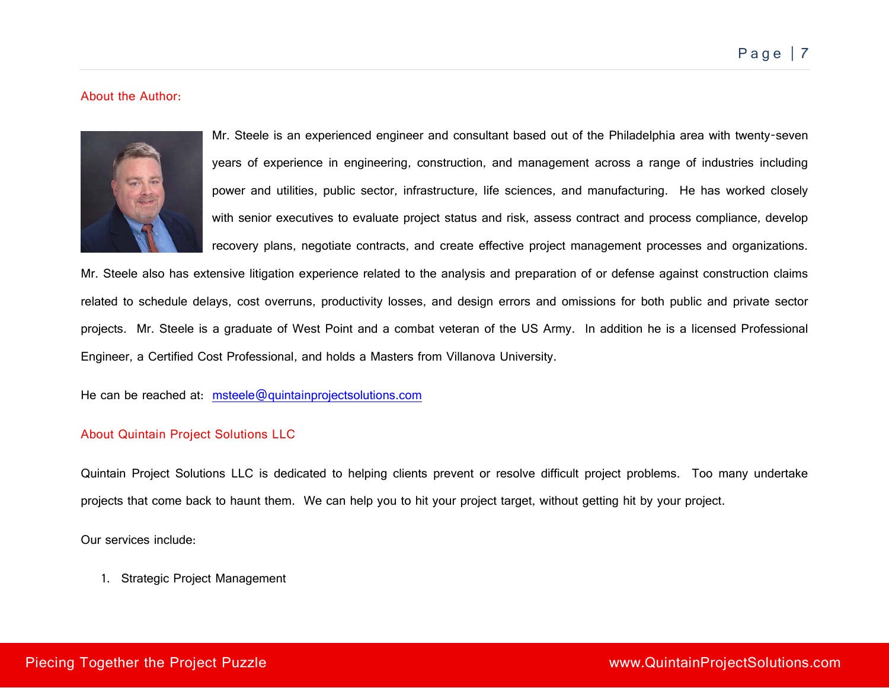## About the Author:

Mr. Steele is an experienced engineer and consultant based out of the Philadelphia area with twenty-seven years of experience in engineering, construction, and management across a range of industries including power and utilities, public sector, infrastructure, life sciences, and manufacturing. He has worked closely with senior executives to evaluate project status and risk, assess contract and process compliance, develop recovery plans, negotiate contracts, and create effective project management processes and organizations. Mr. Steele also has extensive litigation experience related to the analysis and preparation of or defense against construction claims related to schedule delays, cost overruns, productivity losses, and design errors and omissions for both public and private sector projects. Mr. Steele is a graduate of West Point and a combat veteran of the US Army. In addition he is a licensed Professional Engineer, a Certified Cost Professional, and holds a Masters from Villanova University.

He can be reached at: msteele@quintainprojectsolutions.com

## About Quintain Project Solutions LLC

Quintain Project Solutions LLC is dedicated to helping clients prevent or resolve difficult project problems. Too many undertake projects that come back to haunt them. We can help you to hit your project target, without getting hit by your project.

Our services include:

1. Strategic Project Management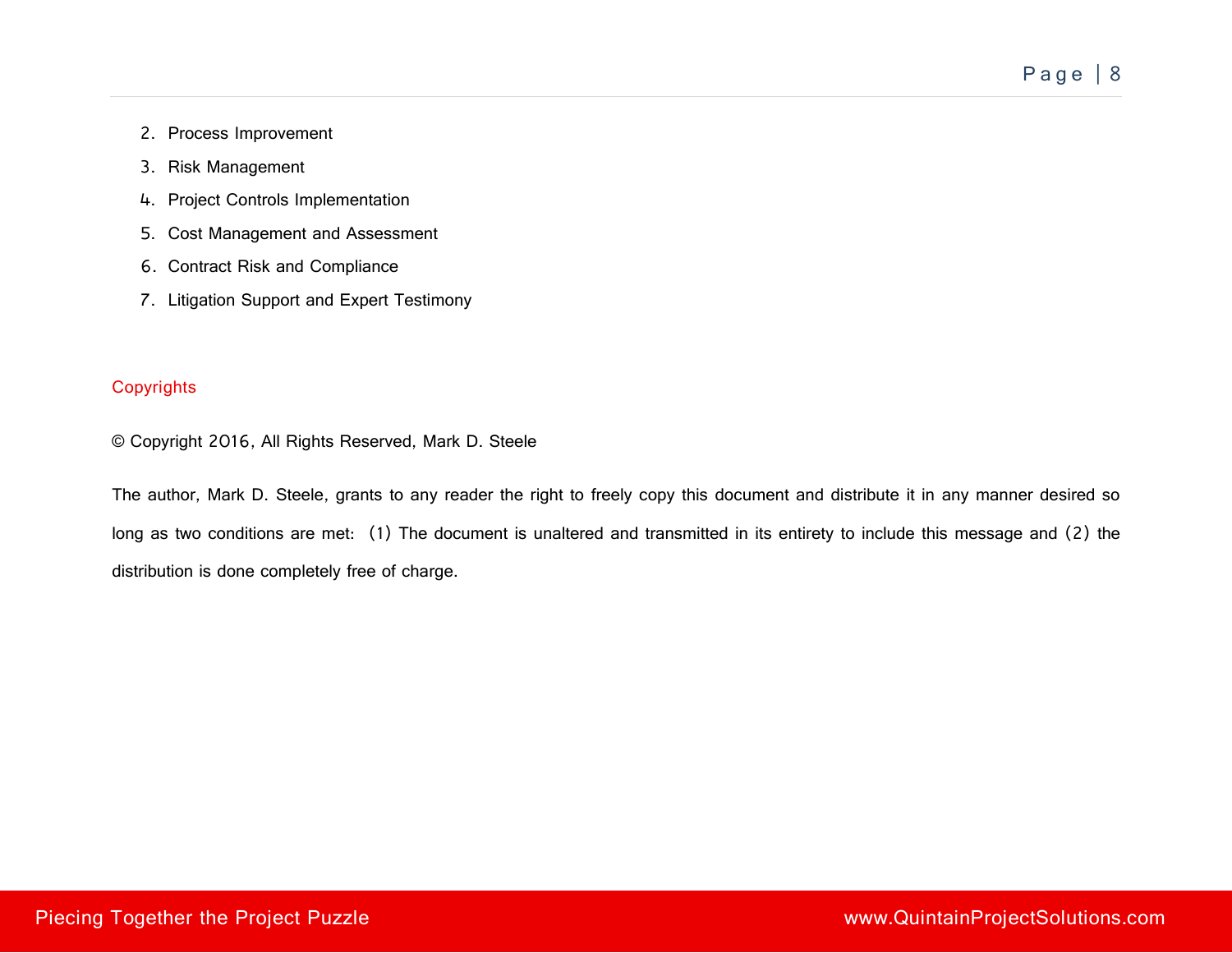2. Process Improvement
3. Risk Management
4. Project Controls Implementation
5. Cost Management and Assessment
6. Contract Risk and Compliance
7. Litigation Support and Expert Testimony

## Copyrights

© Copyright 2016, All Rights Reserved, Mark D. Steele

The author, Mark D. Steele, grants to any reader the right to freely copy this document and distribute it in any manner desired so long as two conditions are met: (1) The document is unaltered and transmitted in its entirety to include this message and (2) the distribution is done completely free of charge.